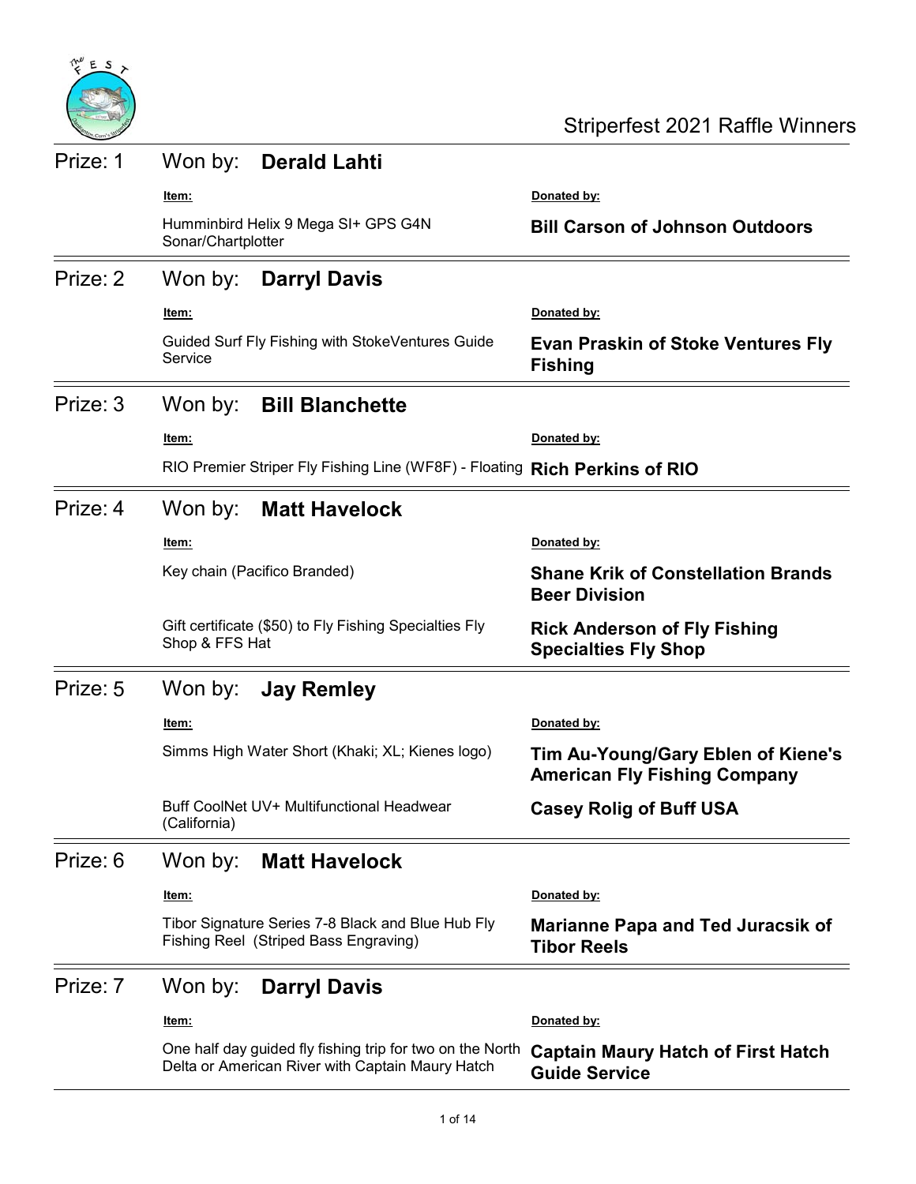# Striperfest 2021 Raffle Winners

## Prize: 1 — Won by: **Derald Lahti**

| Item: | Donated by: |
| --- | --- |
| Humminbird Helix 9 Mega SI+ GPS G4N Sonar/Chartplotter | **Bill Carson of Johnson Outdoors** |

## Prize: 2 — Won by: **Darryl Davis**

| Item: | Donated by: |
| --- | --- |
| Guided Surf Fly Fishing with StokeVentures Guide Service | **Evan Praskin of Stoke Ventures Fly Fishing** |

## Prize: 3 — Won by: **Bill Blanchette**

| Item: | Donated by: |
| --- | --- |
| RIO Premier Striper Fly Fishing Line (WF8F) - Floating | **Rich Perkins of RIO** |

## Prize: 4 — Won by: **Matt Havelock**

| Item: | Donated by: |
| --- | --- |
| Key chain (Pacifico Branded) | **Shane Krik of Constellation Brands Beer Division** |
| Gift certificate ($50) to Fly Fishing Specialties Fly Shop & FFS Hat | **Rick Anderson of Fly Fishing Specialties Fly Shop** |

## Prize: 5 — Won by: **Jay Remley**

| Item: | Donated by: |
| --- | --- |
| Simms High Water Short (Khaki; XL; Kienes logo) | **Tim Au-Young/Gary Eblen of Kiene's American Fly Fishing Company** |
| Buff CoolNet UV+ Multifunctional Headwear (California) | **Casey Rolig of Buff USA** |

## Prize: 6 — Won by: **Matt Havelock**

| Item: | Donated by: |
| --- | --- |
| Tibor Signature Series 7-8 Black and Blue Hub Fly Fishing Reel (Striped Bass Engraving) | **Marianne Papa and Ted Juracsik of Tibor Reels** |

## Prize: 7 — Won by: **Darryl Davis**

| Item: | Donated by: |
| --- | --- |
| One half day guided fly fishing trip for two on the North Delta or American River with Captain Maury Hatch | **Captain Maury Hatch of First Hatch Guide Service** |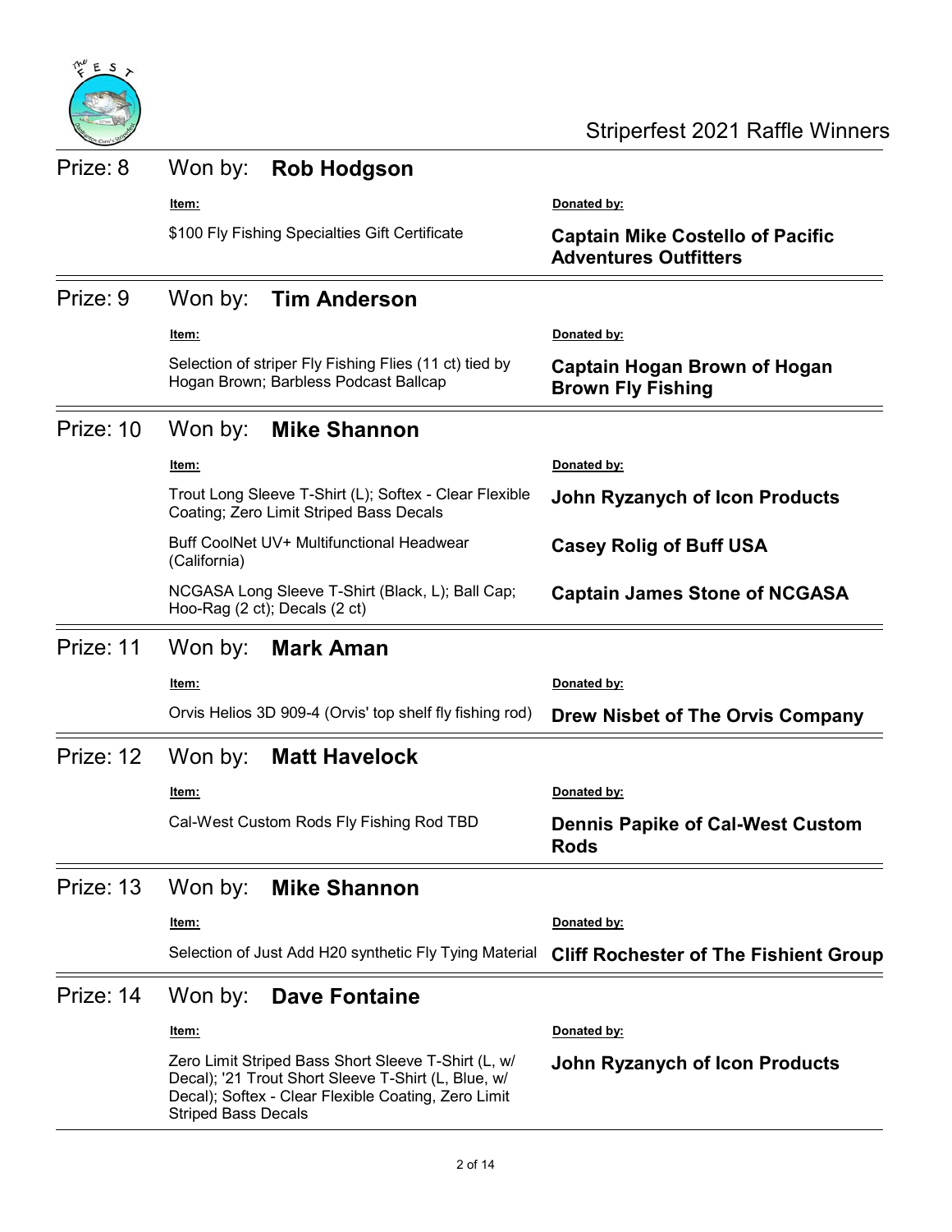## Prize: 8 — Won by: **Rob Hodgson**

| Item: | Donated by: |
| --- | --- |
| $100 Fly Fishing Specialties Gift Certificate | **Captain Mike Costello of Pacific Adventures Outfitters** |

## Prize: 9 — Won by: **Tim Anderson**

| Item: | Donated by: |
| --- | --- |
| Selection of striper Fly Fishing Flies (11 ct) tied by Hogan Brown; Barbless Podcast Ballcap | **Captain Hogan Brown of Hogan Brown Fly Fishing** |

## Prize: 10 — Won by: **Mike Shannon**

| Item: | Donated by: |
| --- | --- |
| Trout Long Sleeve T-Shirt (L); Softex - Clear Flexible Coating; Zero Limit Striped Bass Decals | **John Ryzanych of Icon Products** |
| Buff CoolNet UV+ Multifunctional Headwear (California) | **Casey Rolig of Buff USA** |
| NCGASA Long Sleeve T-Shirt (Black, L); Ball Cap; Hoo-Rag (2 ct); Decals (2 ct) | **Captain James Stone of NCGASA** |

## Prize: 11 — Won by: **Mark Aman**

| Item: | Donated by: |
| --- | --- |
| Orvis Helios 3D 909-4 (Orvis' top shelf fly fishing rod) | **Drew Nisbet of The Orvis Company** |

## Prize: 12 — Won by: **Matt Havelock**

| Item: | Donated by: |
| --- | --- |
| Cal-West Custom Rods Fly Fishing Rod TBD | **Dennis Papike of Cal-West Custom Rods** |

## Prize: 13 — Won by: **Mike Shannon**

| Item: | Donated by: |
| --- | --- |
| Selection of Just Add H20 synthetic Fly Tying Material | **Cliff Rochester of The Fishient Group** |

## Prize: 14 — Won by: **Dave Fontaine**

| Item: | Donated by: |
| --- | --- |
| Zero Limit Striped Bass Short Sleeve T-Shirt (L, w/ Decal); '21 Trout Short Sleeve T-Shirt (L, Blue, w/ Decal); Softex - Clear Flexible Coating, Zero Limit Striped Bass Decals | **John Ryzanych of Icon Products** |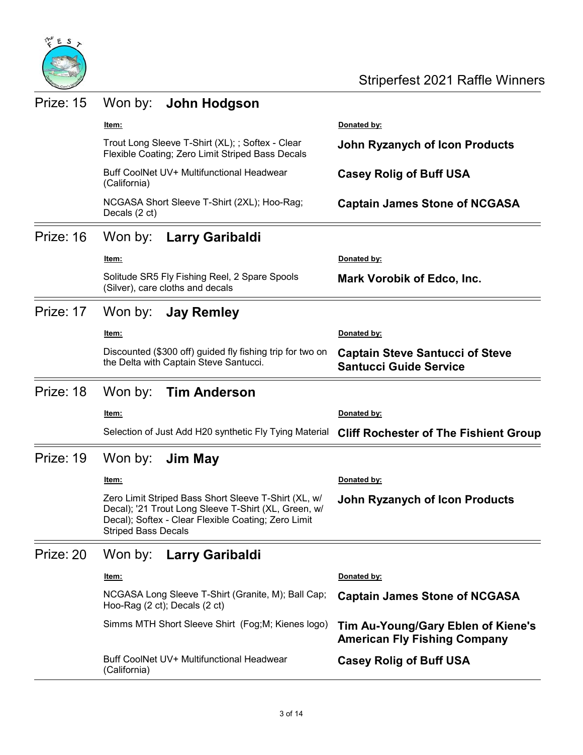## Prize: 15 Won by: **John Hodgson**

| Item: | Donated by: |
|---|---|
| Trout Long Sleeve T-Shirt (XL); ; Softex - Clear Flexible Coating; Zero Limit Striped Bass Decals | **John Ryzanych of Icon Products** |
| Buff CoolNet UV+ Multifunctional Headwear (California) | **Casey Rolig of Buff USA** |
| NCGASA Short Sleeve T-Shirt (2XL); Hoo-Rag; Decals (2 ct) | **Captain James Stone of NCGASA** |

## Prize: 16 Won by: **Larry Garibaldi**

| Item: | Donated by: |
|---|---|
| Solitude SR5 Fly Fishing Reel, 2 Spare Spools (Silver), care cloths and decals | **Mark Vorobik of Edco, Inc.** |

## Prize: 17 Won by: **Jay Remley**

| Item: | Donated by: |
|---|---|
| Discounted ($300 off) guided fly fishing trip for two on the Delta with Captain Steve Santucci. | **Captain Steve Santucci of Steve Santucci Guide Service** |

## Prize: 18 Won by: **Tim Anderson**

| Item: | Donated by: |
|---|---|
| Selection of Just Add H20 synthetic Fly Tying Material | **Cliff Rochester of The Fishient Group** |

## Prize: 19 Won by: **Jim May**

| Item: | Donated by: |
|---|---|
| Zero Limit Striped Bass Short Sleeve T-Shirt (XL, w/ Decal); '21 Trout Long Sleeve T-Shirt (XL, Green, w/ Decal); Softex - Clear Flexible Coating; Zero Limit Striped Bass Decals | **John Ryzanych of Icon Products** |

## Prize: 20 Won by: **Larry Garibaldi**

| Item: | Donated by: |
|---|---|
| NCGASA Long Sleeve T-Shirt (Granite, M); Ball Cap; Hoo-Rag (2 ct); Decals (2 ct) | **Captain James Stone of NCGASA** |
| Simms MTH Short Sleeve Shirt (Fog;M; Kienes logo) | **Tim Au-Young/Gary Eblen of Kiene's American Fly Fishing Company** |
| Buff CoolNet UV+ Multifunctional Headwear (California) | **Casey Rolig of Buff USA** |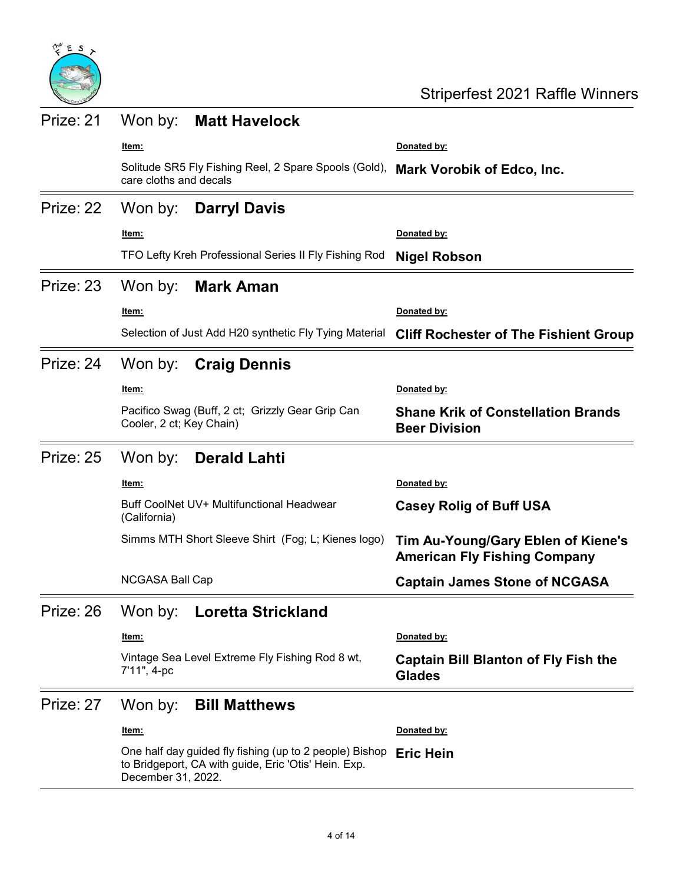## Prize: 21 Won by: **Matt Havelock**

| Item: | Donated by: |
| --- | --- |
| Solitude SR5 Fly Fishing Reel, 2 Spare Spools (Gold), care cloths and decals | **Mark Vorobik of Edco, Inc.** |

## Prize: 22 Won by: **Darryl Davis**

| Item: | Donated by: |
| --- | --- |
| TFO Lefty Kreh Professional Series II Fly Fishing Rod | **Nigel Robson** |

## Prize: 23 Won by: **Mark Aman**

| Item: | Donated by: |
| --- | --- |
| Selection of Just Add H20 synthetic Fly Tying Material | **Cliff Rochester of The Fishient Group** |

## Prize: 24 Won by: **Craig Dennis**

| Item: | Donated by: |
| --- | --- |
| Pacifico Swag (Buff, 2 ct; Grizzly Gear Grip Can Cooler, 2 ct; Key Chain) | **Shane Krik of Constellation Brands Beer Division** |

## Prize: 25 Won by: **Derald Lahti**

| Item: | Donated by: |
| --- | --- |
| Buff CoolNet UV+ Multifunctional Headwear (California) | **Casey Rolig of Buff USA** |
| Simms MTH Short Sleeve Shirt (Fog; L; Kienes logo) | **Tim Au-Young/Gary Eblen of Kiene's American Fly Fishing Company** |
| NCGASA Ball Cap | **Captain James Stone of NCGASA** |

## Prize: 26 Won by: **Loretta Strickland**

| Item: | Donated by: |
| --- | --- |
| Vintage Sea Level Extreme Fly Fishing Rod 8 wt, 7'11", 4-pc | **Captain Bill Blanton of Fly Fish the Glades** |

## Prize: 27 Won by: **Bill Matthews**

| Item: | Donated by: |
| --- | --- |
| One half day guided fly fishing (up to 2 people) Bishop to Bridgeport, CA with guide, Eric 'Otis' Hein. Exp. December 31, 2022. | **Eric Hein** |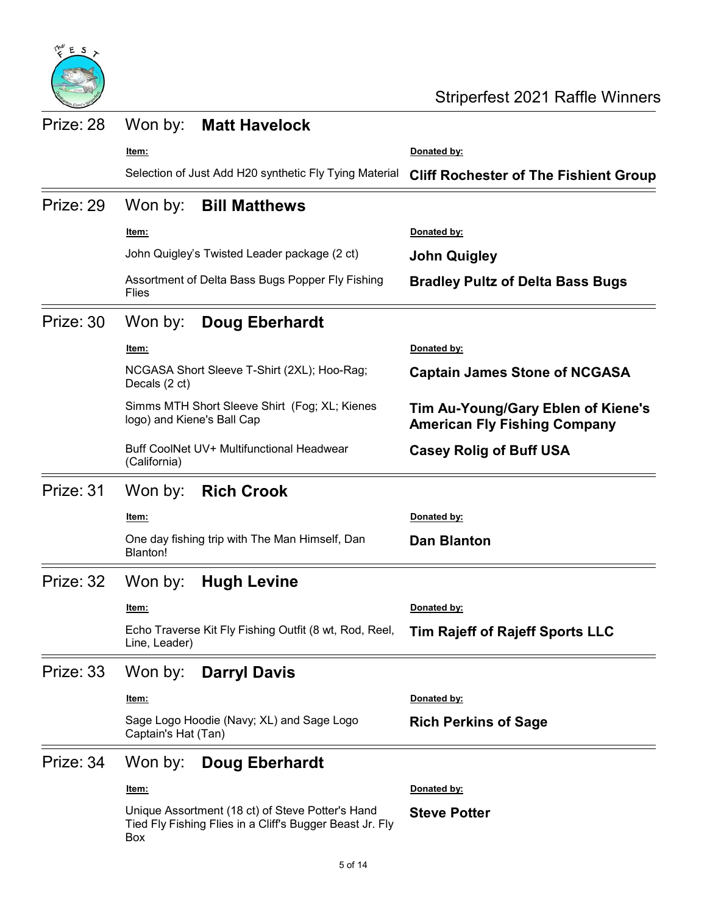# Striperfest 2021 Raffle Winners

## Prize: 28 Won by: **Matt Havelock**

| Item: | Donated by: |
| --- | --- |
| Selection of Just Add H20 synthetic Fly Tying Material | **Cliff Rochester of The Fishient Group** |

## Prize: 29 Won by: **Bill Matthews**

| Item: | Donated by: |
| --- | --- |
| John Quigley's Twisted Leader package (2 ct) | **John Quigley** |
| Assortment of Delta Bass Bugs Popper Fly Fishing Flies | **Bradley Pultz of Delta Bass Bugs** |

## Prize: 30 Won by: **Doug Eberhardt**

| Item: | Donated by: |
| --- | --- |
| NCGASA Short Sleeve T-Shirt (2XL); Hoo-Rag; Decals (2 ct) | **Captain James Stone of NCGASA** |
| Simms MTH Short Sleeve Shirt (Fog; XL; Kienes logo) and Kiene's Ball Cap | **Tim Au-Young/Gary Eblen of Kiene's American Fly Fishing Company** |
| Buff CoolNet UV+ Multifunctional Headwear (California) | **Casey Rolig of Buff USA** |

## Prize: 31 Won by: **Rich Crook**

| Item: | Donated by: |
| --- | --- |
| One day fishing trip with The Man Himself, Dan Blanton! | **Dan Blanton** |

## Prize: 32 Won by: **Hugh Levine**

| Item: | Donated by: |
| --- | --- |
| Echo Traverse Kit Fly Fishing Outfit (8 wt, Rod, Reel, Line, Leader) | **Tim Rajeff of Rajeff Sports LLC** |

## Prize: 33 Won by: **Darryl Davis**

| Item: | Donated by: |
| --- | --- |
| Sage Logo Hoodie (Navy; XL) and Sage Logo Captain's Hat (Tan) | **Rich Perkins of Sage** |

## Prize: 34 Won by: **Doug Eberhardt**

| Item: | Donated by: |
| --- | --- |
| Unique Assortment (18 ct) of Steve Potter's Hand Tied Fly Fishing Flies in a Cliff's Bugger Beast Jr. Fly Box | **Steve Potter** |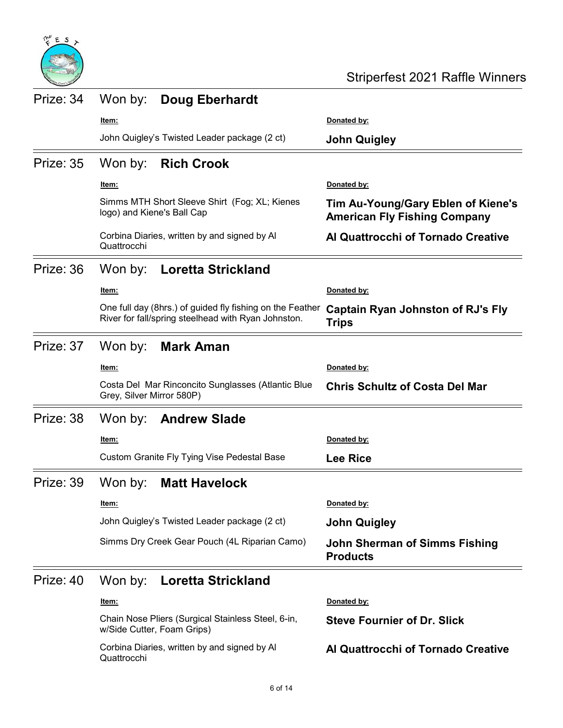# Striperfest 2021 Raffle Winners

## Prize: 34 Won by: **Doug Eberhardt**

| Item: | Donated by: |
| --- | --- |
| John Quigley's Twisted Leader package (2 ct) | **John Quigley** |

## Prize: 35 Won by: **Rich Crook**

| Item: | Donated by: |
| --- | --- |
| Simms MTH Short Sleeve Shirt (Fog; XL; Kienes logo) and Kiene's Ball Cap | **Tim Au-Young/Gary Eblen of Kiene's American Fly Fishing Company** |
| Corbina Diaries, written by and signed by Al Quattrocchi | **Al Quattrocchi of Tornado Creative** |

## Prize: 36 Won by: **Loretta Strickland**

| Item: | Donated by: |
| --- | --- |
| One full day (8hrs.) of guided fly fishing on the Feather River for fall/spring steelhead with Ryan Johnston. | **Captain Ryan Johnston of RJ's Fly Trips** |

## Prize: 37 Won by: **Mark Aman**

| Item: | Donated by: |
| --- | --- |
| Costa Del Mar Rinconcito Sunglasses (Atlantic Blue Grey, Silver Mirror 580P) | **Chris Schultz of Costa Del Mar** |

## Prize: 38 Won by: **Andrew Slade**

| Item: | Donated by: |
| --- | --- |
| Custom Granite Fly Tying Vise Pedestal Base | **Lee Rice** |

## Prize: 39 Won by: **Matt Havelock**

| Item: | Donated by: |
| --- | --- |
| John Quigley's Twisted Leader package (2 ct) | **John Quigley** |
| Simms Dry Creek Gear Pouch (4L Riparian Camo) | **John Sherman of Simms Fishing Products** |

## Prize: 40 Won by: **Loretta Strickland**

| Item: | Donated by: |
| --- | --- |
| Chain Nose Pliers (Surgical Stainless Steel, 6-in, w/Side Cutter, Foam Grips) | **Steve Fournier of Dr. Slick** |
| Corbina Diaries, written by and signed by Al Quattrocchi | **Al Quattrocchi of Tornado Creative** |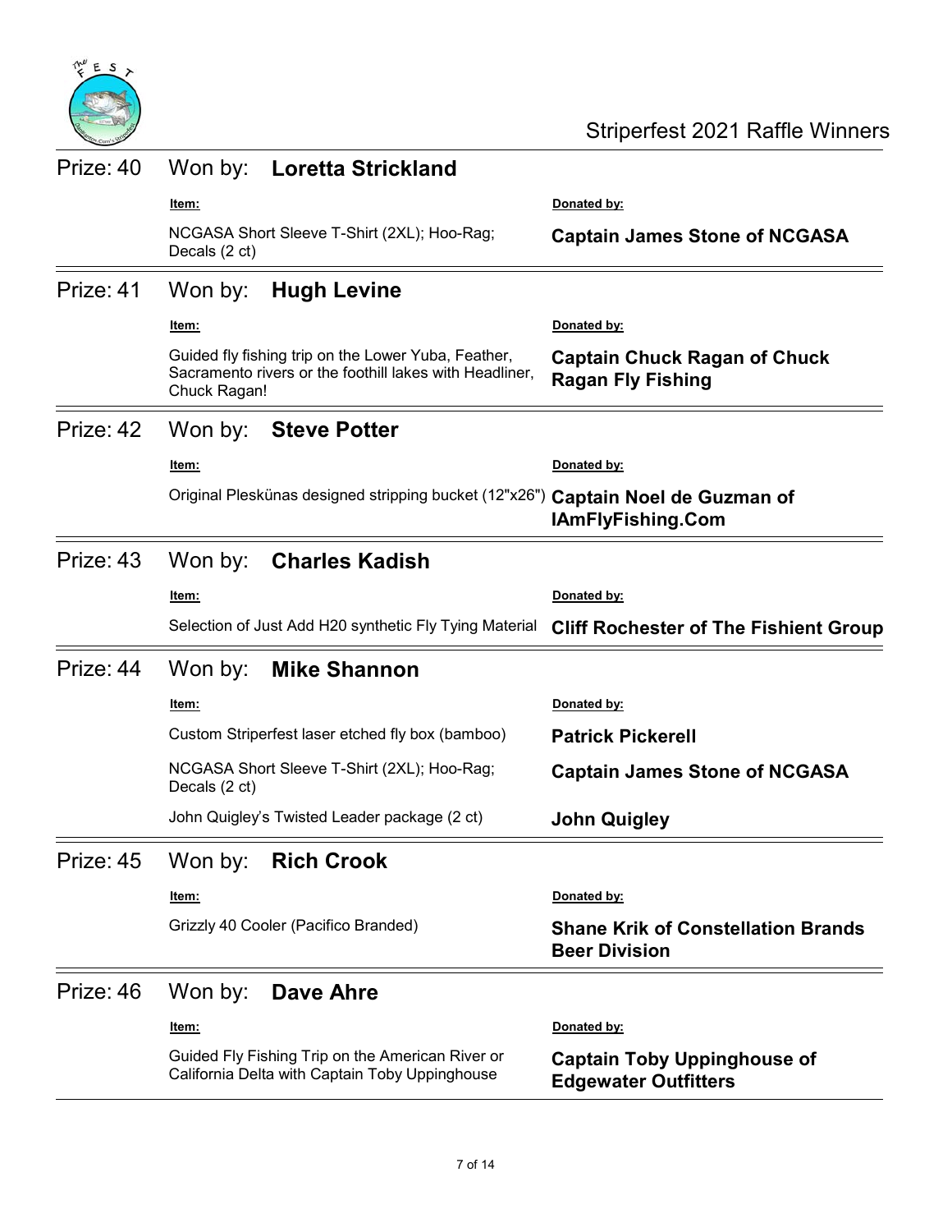## Prize: 40 Won by: **Loretta Strickland**

| Item: | Donated by: |
| --- | --- |
| NCGASA Short Sleeve T-Shirt (2XL); Hoo-Rag; Decals (2 ct) | **Captain James Stone of NCGASA** |

## Prize: 41 Won by: **Hugh Levine**

| Item: | Donated by: |
| --- | --- |
| Guided fly fishing trip on the Lower Yuba, Feather, Sacramento rivers or the foothill lakes with Headliner, Chuck Ragan! | **Captain Chuck Ragan of Chuck Ragan Fly Fishing** |

## Prize: 42 Won by: **Steve Potter**

| Item: | Donated by: |
| --- | --- |
| Original Plesk̈unas designed stripping bucket (12"x26") | **Captain Noel de Guzman of IAmFlyFishing.Com** |

## Prize: 43 Won by: **Charles Kadish**

| Item: | Donated by: |
| --- | --- |
| Selection of Just Add H20 synthetic Fly Tying Material | **Cliff Rochester of The Fishient Group** |

## Prize: 44 Won by: **Mike Shannon**

| Item: | Donated by: |
| --- | --- |
| Custom Striperfest laser etched fly box (bamboo) | **Patrick Pickerell** |
| NCGASA Short Sleeve T-Shirt (2XL); Hoo-Rag; Decals (2 ct) | **Captain James Stone of NCGASA** |
| John Quigley's Twisted Leader package (2 ct) | **John Quigley** |

## Prize: 45 Won by: **Rich Crook**

| Item: | Donated by: |
| --- | --- |
| Grizzly 40 Cooler (Pacifico Branded) | **Shane Krik of Constellation Brands Beer Division** |

## Prize: 46 Won by: **Dave Ahre**

| Item: | Donated by: |
| --- | --- |
| Guided Fly Fishing Trip on the American River or California Delta with Captain Toby Uppinghouse | **Captain Toby Uppinghouse of Edgewater Outfitters** |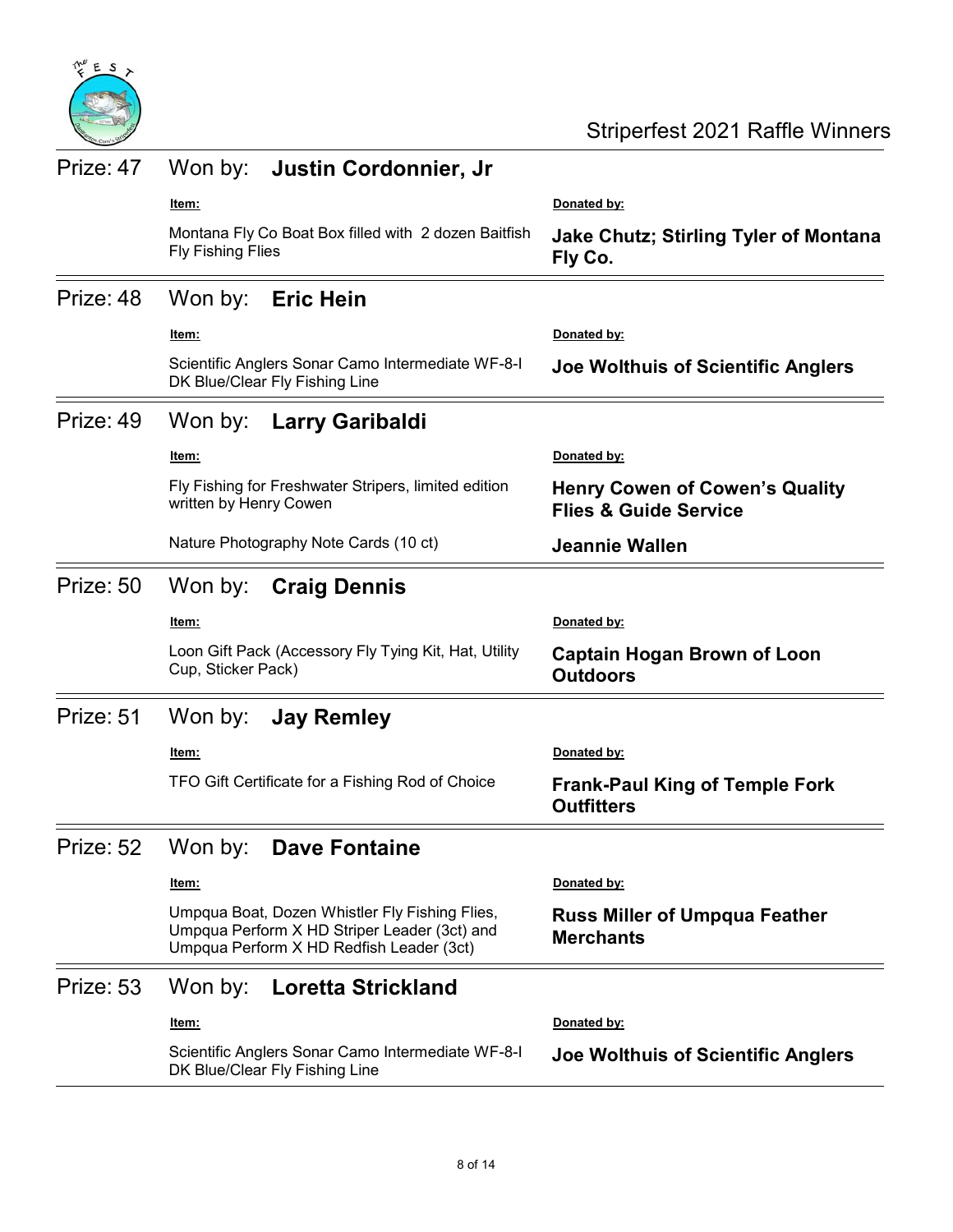## Prize: 47 Won by: **Justin Cordonnier, Jr**

| Item: | Donated by: |
|---|---|
| Montana Fly Co Boat Box filled with 2 dozen Baitfish Fly Fishing Flies | **Jake Chutz; Stirling Tyler of Montana Fly Co.** |

## Prize: 48 Won by: **Eric Hein**

| Item: | Donated by: |
|---|---|
| Scientific Anglers Sonar Camo Intermediate WF-8-I DK Blue/Clear Fly Fishing Line | **Joe Wolthuis of Scientific Anglers** |

## Prize: 49 Won by: **Larry Garibaldi**

| Item: | Donated by: |
|---|---|
| Fly Fishing for Freshwater Stripers, limited edition written by Henry Cowen | **Henry Cowen of Cowen's Quality Flies & Guide Service** |
| Nature Photography Note Cards (10 ct) | **Jeannie Wallen** |

## Prize: 50 Won by: **Craig Dennis**

| Item: | Donated by: |
|---|---|
| Loon Gift Pack (Accessory Fly Tying Kit, Hat, Utility Cup, Sticker Pack) | **Captain Hogan Brown of Loon Outdoors** |

## Prize: 51 Won by: **Jay Remley**

| Item: | Donated by: |
|---|---|
| TFO Gift Certificate for a Fishing Rod of Choice | **Frank-Paul King of Temple Fork Outfitters** |

## Prize: 52 Won by: **Dave Fontaine**

| Item: | Donated by: |
|---|---|
| Umpqua Boat, Dozen Whistler Fly Fishing Flies, Umpqua Perform X HD Striper Leader (3ct) and Umpqua Perform X HD Redfish Leader (3ct) | **Russ Miller of Umpqua Feather Merchants** |

## Prize: 53 Won by: **Loretta Strickland**

| Item: | Donated by: |
|---|---|
| Scientific Anglers Sonar Camo Intermediate WF-8-I DK Blue/Clear Fly Fishing Line | **Joe Wolthuis of Scientific Anglers** |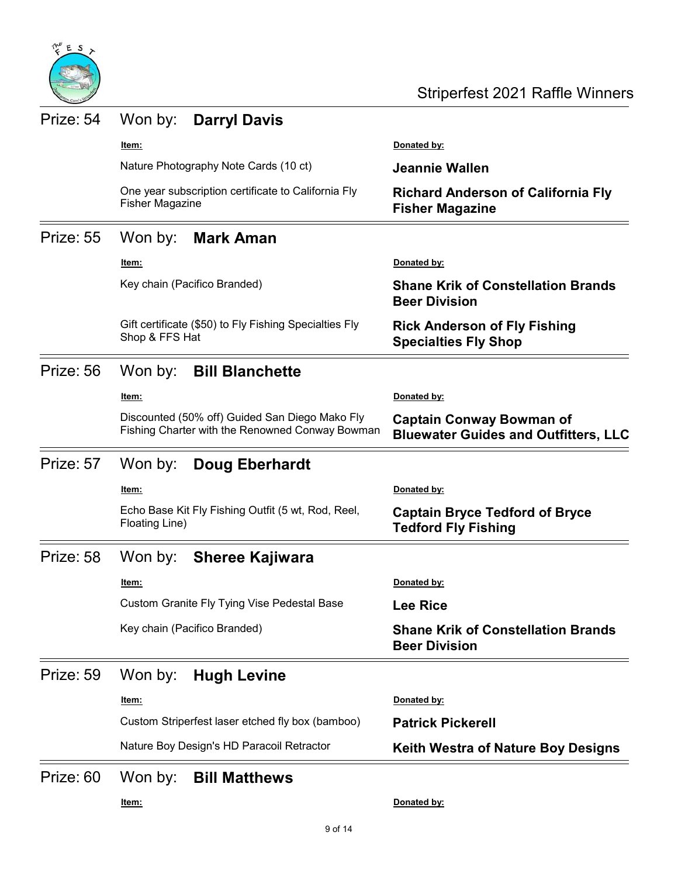## Prize: 54 Won by: **Darryl Davis**

| Item: | Donated by: |
| --- | --- |
| Nature Photography Note Cards (10 ct) | **Jeannie Wallen** |
| One year subscription certificate to California Fly Fisher Magazine | **Richard Anderson of California Fly Fisher Magazine** |

## Prize: 55 Won by: **Mark Aman**

| Item: | Donated by: |
| --- | --- |
| Key chain (Pacifico Branded) | **Shane Krik of Constellation Brands Beer Division** |
| Gift certificate ($50) to Fly Fishing Specialties Fly Shop & FFS Hat | **Rick Anderson of Fly Fishing Specialties Fly Shop** |

## Prize: 56 Won by: **Bill Blanchette**

| Item: | Donated by: |
| --- | --- |
| Discounted (50% off) Guided San Diego Mako Fly Fishing Charter with the Renowned Conway Bowman | **Captain Conway Bowman of Bluewater Guides and Outfitters, LLC** |

## Prize: 57 Won by: **Doug Eberhardt**

| Item: | Donated by: |
| --- | --- |
| Echo Base Kit Fly Fishing Outfit (5 wt, Rod, Reel, Floating Line) | **Captain Bryce Tedford of Bryce Tedford Fly Fishing** |

## Prize: 58 Won by: **Sheree Kajiwara**

| Item: | Donated by: |
| --- | --- |
| Custom Granite Fly Tying Vise Pedestal Base | **Lee Rice** |
| Key chain (Pacifico Branded) | **Shane Krik of Constellation Brands Beer Division** |

## Prize: 59 Won by: **Hugh Levine**

| Item: | Donated by: |
| --- | --- |
| Custom Striperfest laser etched fly box (bamboo) | **Patrick Pickerell** |
| Nature Boy Design's HD Paracoil Retractor | **Keith Westra of Nature Boy Designs** |

## Prize: 60 Won by: **Bill Matthews**

| Item: | Donated by: |
| --- | --- |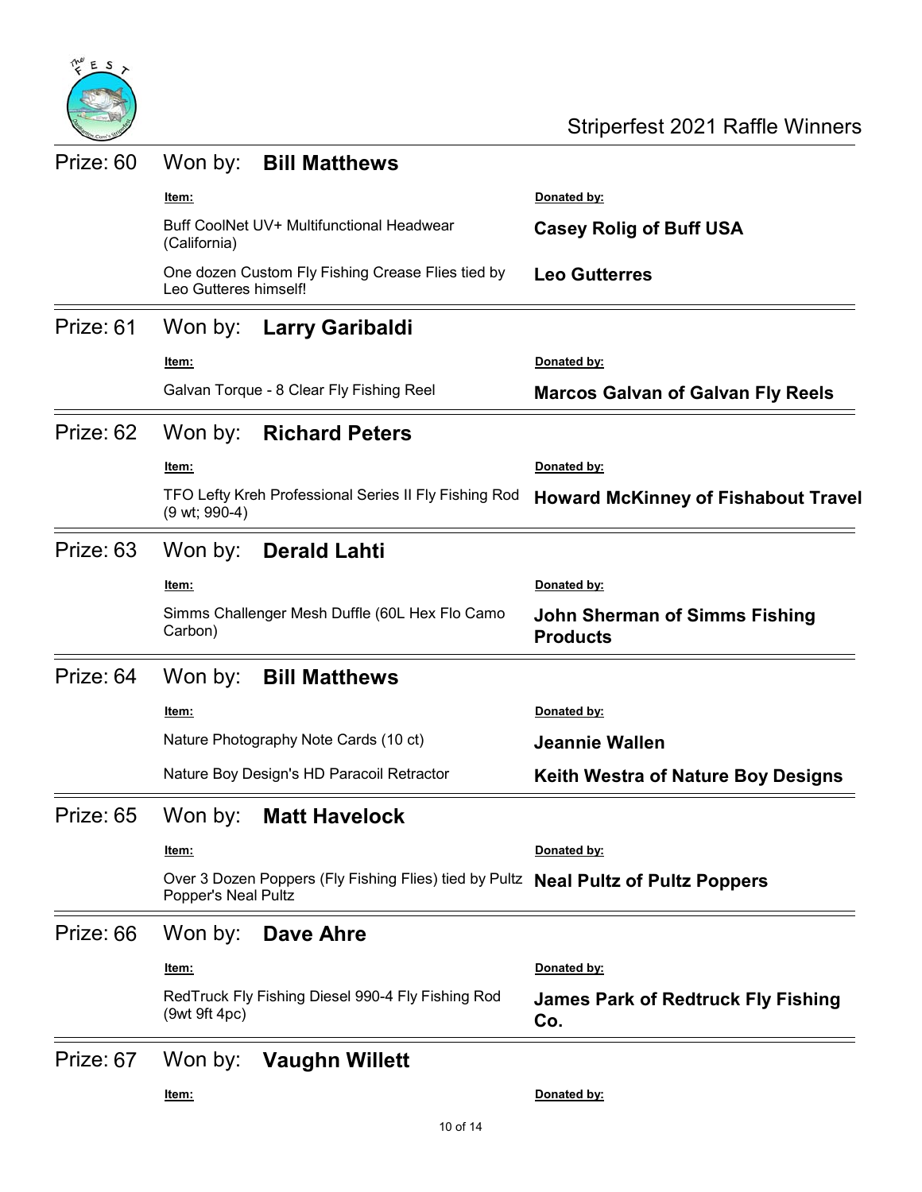## Prize: 60 Won by: **Bill Matthews**

| Item: | Donated by: |
| --- | --- |
| Buff CoolNet UV+ Multifunctional Headwear (California) | **Casey Rolig of Buff USA** |
| One dozen Custom Fly Fishing Crease Flies tied by Leo Gutteres himself! | **Leo Gutterres** |

## Prize: 61 Won by: **Larry Garibaldi**

| Item: | Donated by: |
| --- | --- |
| Galvan Torque - 8 Clear Fly Fishing Reel | **Marcos Galvan of Galvan Fly Reels** |

## Prize: 62 Won by: **Richard Peters**

| Item: | Donated by: |
| --- | --- |
| TFO Lefty Kreh Professional Series II Fly Fishing Rod (9 wt; 990-4) | **Howard McKinney of Fishabout Travel** |

## Prize: 63 Won by: **Derald Lahti**

| Item: | Donated by: |
| --- | --- |
| Simms Challenger Mesh Duffle (60L Hex Flo Camo Carbon) | **John Sherman of Simms Fishing Products** |

## Prize: 64 Won by: **Bill Matthews**

| Item: | Donated by: |
| --- | --- |
| Nature Photography Note Cards (10 ct) | **Jeannie Wallen** |
| Nature Boy Design's HD Paracoil Retractor | **Keith Westra of Nature Boy Designs** |

## Prize: 65 Won by: **Matt Havelock**

| Item: | Donated by: |
| --- | --- |
| Over 3 Dozen Poppers (Fly Fishing Flies) tied by Pultz Popper's Neal Pultz | **Neal Pultz of Pultz Poppers** |

## Prize: 66 Won by: **Dave Ahre**

| Item: | Donated by: |
| --- | --- |
| RedTruck Fly Fishing Diesel 990-4 Fly Fishing Rod (9wt 9ft 4pc) | **James Park of Redtruck Fly Fishing Co.** |

## Prize: 67 Won by: **Vaughn Willett**

| Item: | Donated by: |
| --- | --- |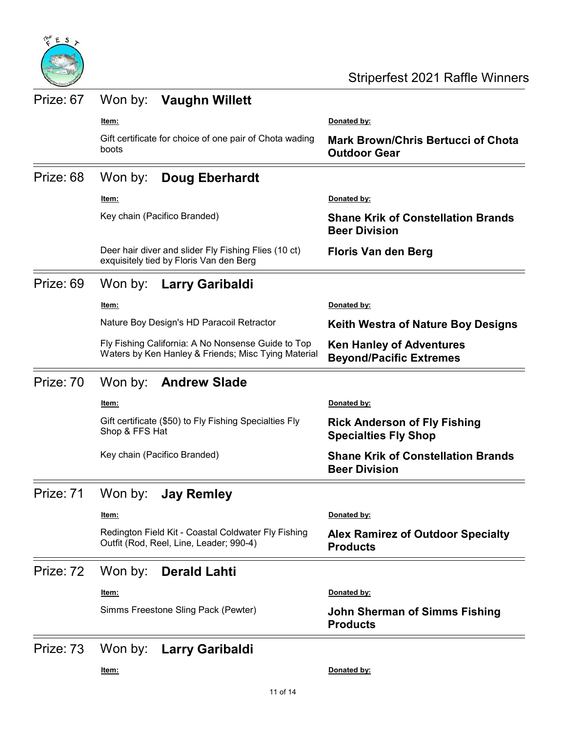## Prize: 67 Won by: **Vaughn Willett**

| Item: | Donated by: |
| --- | --- |
| Gift certificate for choice of one pair of Chota wading boots | **Mark Brown/Chris Bertucci of Chota Outdoor Gear** |

## Prize: 68 Won by: **Doug Eberhardt**

| Item: | Donated by: |
| --- | --- |
| Key chain (Pacifico Branded) | **Shane Krik of Constellation Brands Beer Division** |
| Deer hair diver and slider Fly Fishing Flies (10 ct) exquisitely tied by Floris Van den Berg | **Floris Van den Berg** |

## Prize: 69 Won by: **Larry Garibaldi**

| Item: | Donated by: |
| --- | --- |
| Nature Boy Design's HD Paracoil Retractor | **Keith Westra of Nature Boy Designs** |
| Fly Fishing California: A No Nonsense Guide to Top Waters by Ken Hanley & Friends; Misc Tying Material | **Ken Hanley of Adventures Beyond/Pacific Extremes** |

## Prize: 70 Won by: **Andrew Slade**

| Item: | Donated by: |
| --- | --- |
| Gift certificate ($50) to Fly Fishing Specialties Fly Shop & FFS Hat | **Rick Anderson of Fly Fishing Specialties Fly Shop** |
| Key chain (Pacifico Branded) | **Shane Krik of Constellation Brands Beer Division** |

## Prize: 71 Won by: **Jay Remley**

| Item: | Donated by: |
| --- | --- |
| Redington Field Kit - Coastal Coldwater Fly Fishing Outfit (Rod, Reel, Line, Leader; 990-4) | **Alex Ramirez of Outdoor Specialty Products** |

## Prize: 72 Won by: **Derald Lahti**

| Item: | Donated by: |
| --- | --- |
| Simms Freestone Sling Pack (Pewter) | **John Sherman of Simms Fishing Products** |

## Prize: 73 Won by: **Larry Garibaldi**

| Item: | Donated by: |
| --- | --- |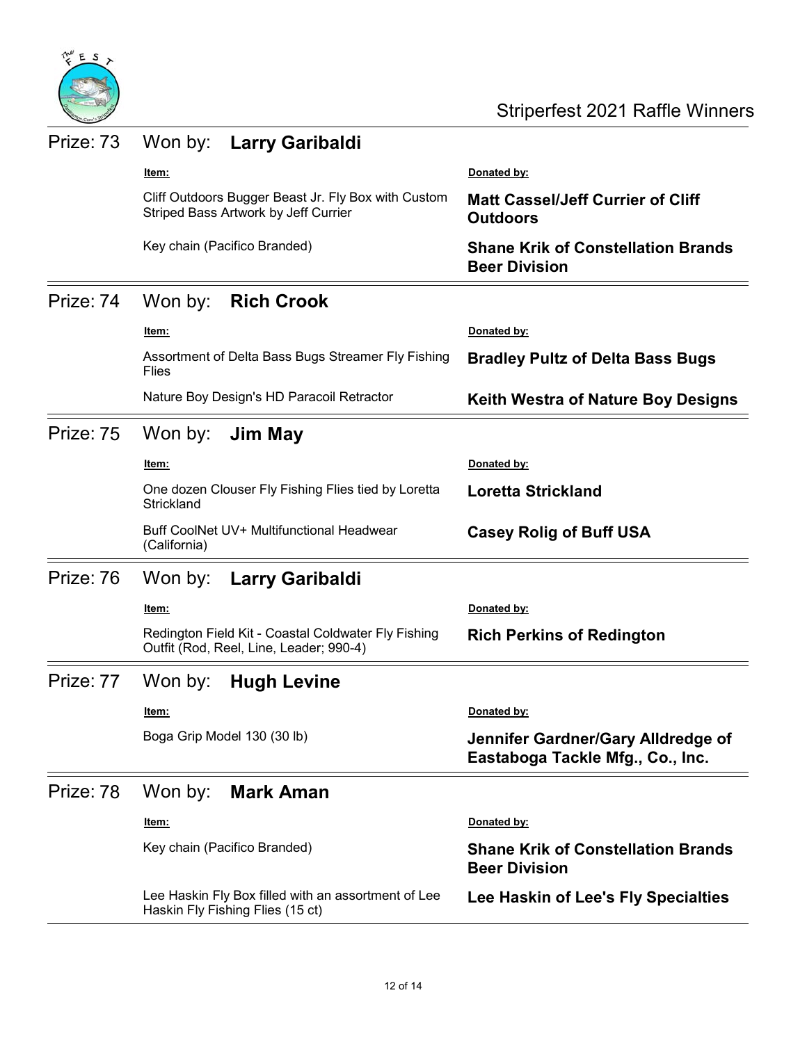Striperfest 2021 Raffle Winners

## Prize: 73 Won by: **Larry Garibaldi**

| Item: | Donated by: |
| --- | --- |
| Cliff Outdoors Bugger Beast Jr. Fly Box with Custom Striped Bass Artwork by Jeff Currier | **Matt Cassel/Jeff Currier of Cliff Outdoors** |
| Key chain (Pacifico Branded) | **Shane Krik of Constellation Brands Beer Division** |

## Prize: 74 Won by: **Rich Crook**

| Item: | Donated by: |
| --- | --- |
| Assortment of Delta Bass Bugs Streamer Fly Fishing Flies | **Bradley Pultz of Delta Bass Bugs** |
| Nature Boy Design's HD Paracoil Retractor | **Keith Westra of Nature Boy Designs** |

## Prize: 75 Won by: **Jim May**

| Item: | Donated by: |
| --- | --- |
| One dozen Clouser Fly Fishing Flies tied by Loretta Strickland | **Loretta Strickland** |
| Buff CoolNet UV+ Multifunctional Headwear (California) | **Casey Rolig of Buff USA** |

## Prize: 76 Won by: **Larry Garibaldi**

| Item: | Donated by: |
| --- | --- |
| Redington Field Kit - Coastal Coldwater Fly Fishing Outfit (Rod, Reel, Line, Leader; 990-4) | **Rich Perkins of Redington** |

## Prize: 77 Won by: **Hugh Levine**

| Item: | Donated by: |
| --- | --- |
| Boga Grip Model 130 (30 lb) | **Jennifer Gardner/Gary Alldredge of Eastaboga Tackle Mfg., Co., Inc.** |

## Prize: 78 Won by: **Mark Aman**

| Item: | Donated by: |
| --- | --- |
| Key chain (Pacifico Branded) | **Shane Krik of Constellation Brands Beer Division** |
| Lee Haskin Fly Box filled with an assortment of Lee Haskin Fly Fishing Flies (15 ct) | **Lee Haskin of Lee's Fly Specialties** |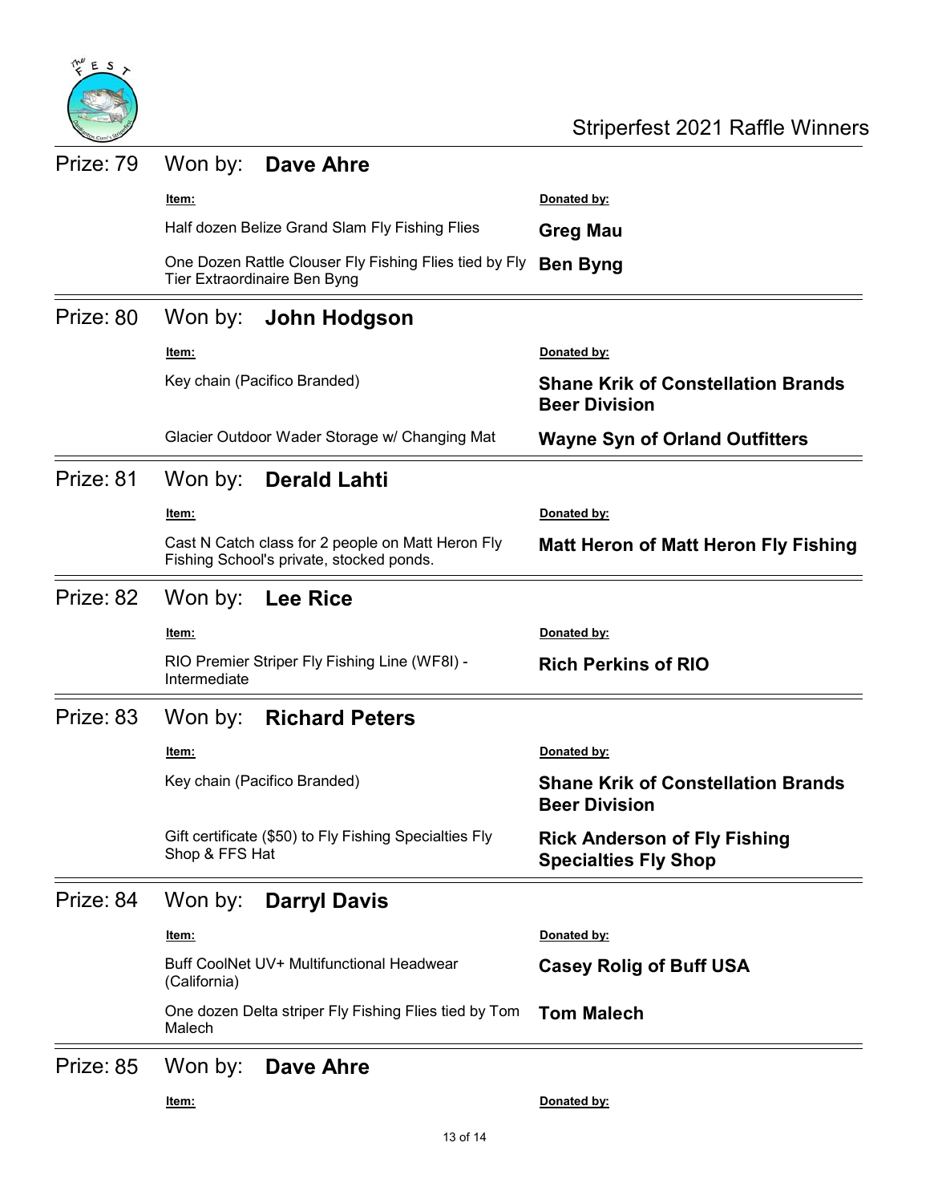Striperfest 2021 Raffle Winners

## Prize: 79 Won by: **Dave Ahre**

| Item: | Donated by: |
| --- | --- |
| Half dozen Belize Grand Slam Fly Fishing Flies | **Greg Mau** |
| One Dozen Rattle Clouser Fly Fishing Flies tied by Fly Tier Extraordinaire Ben Byng | **Ben Byng** |

## Prize: 80 Won by: **John Hodgson**

| Item: | Donated by: |
| --- | --- |
| Key chain (Pacifico Branded) | **Shane Krik of Constellation Brands Beer Division** |
| Glacier Outdoor Wader Storage w/ Changing Mat | **Wayne Syn of Orland Outfitters** |

## Prize: 81 Won by: **Derald Lahti**

| Item: | Donated by: |
| --- | --- |
| Cast N Catch class for 2 people on Matt Heron Fly Fishing School's private, stocked ponds. | **Matt Heron of Matt Heron Fly Fishing** |

## Prize: 82 Won by: **Lee Rice**

| Item: | Donated by: |
| --- | --- |
| RIO Premier Striper Fly Fishing Line (WF8I) - Intermediate | **Rich Perkins of RIO** |

## Prize: 83 Won by: **Richard Peters**

| Item: | Donated by: |
| --- | --- |
| Key chain (Pacifico Branded) | **Shane Krik of Constellation Brands Beer Division** |
| Gift certificate ($50) to Fly Fishing Specialties Fly Shop & FFS Hat | **Rick Anderson of Fly Fishing Specialties Fly Shop** |

## Prize: 84 Won by: **Darryl Davis**

| Item: | Donated by: |
| --- | --- |
| Buff CoolNet UV+ Multifunctional Headwear (California) | **Casey Rolig of Buff USA** |
| One dozen Delta striper Fly Fishing Flies tied by Tom Malech | **Tom Malech** |

## Prize: 85 Won by: **Dave Ahre**

| Item: | Donated by: |
| --- | --- |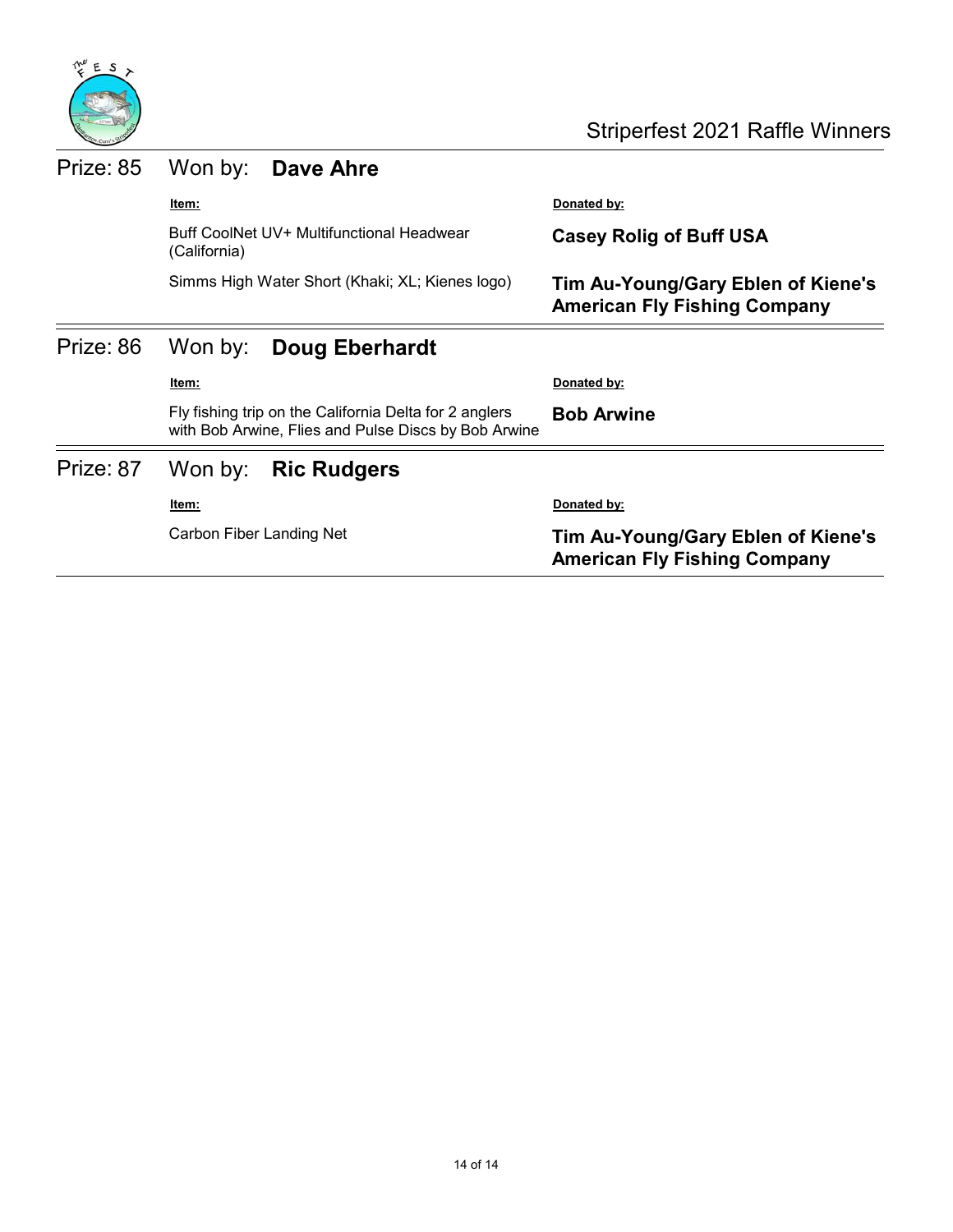Striperfest 2021 Raffle Winners

## Prize: 85 Won by: **Dave Ahre**

| Item: | Donated by: |
| --- | --- |
| Buff CoolNet UV+ Multifunctional Headwear (California) | **Casey Rolig of Buff USA** |
| Simms High Water Short (Khaki; XL; Kienes logo) | **Tim Au-Young/Gary Eblen of Kiene's American Fly Fishing Company** |

## Prize: 86 Won by: **Doug Eberhardt**

| Item: | Donated by: |
| --- | --- |
| Fly fishing trip on the California Delta for 2 anglers with Bob Arwine, Flies and Pulse Discs by Bob Arwine | **Bob Arwine** |

## Prize: 87 Won by: **Ric Rudgers**

| Item: | Donated by: |
| --- | --- |
| Carbon Fiber Landing Net | **Tim Au-Young/Gary Eblen of Kiene's American Fly Fishing Company** |